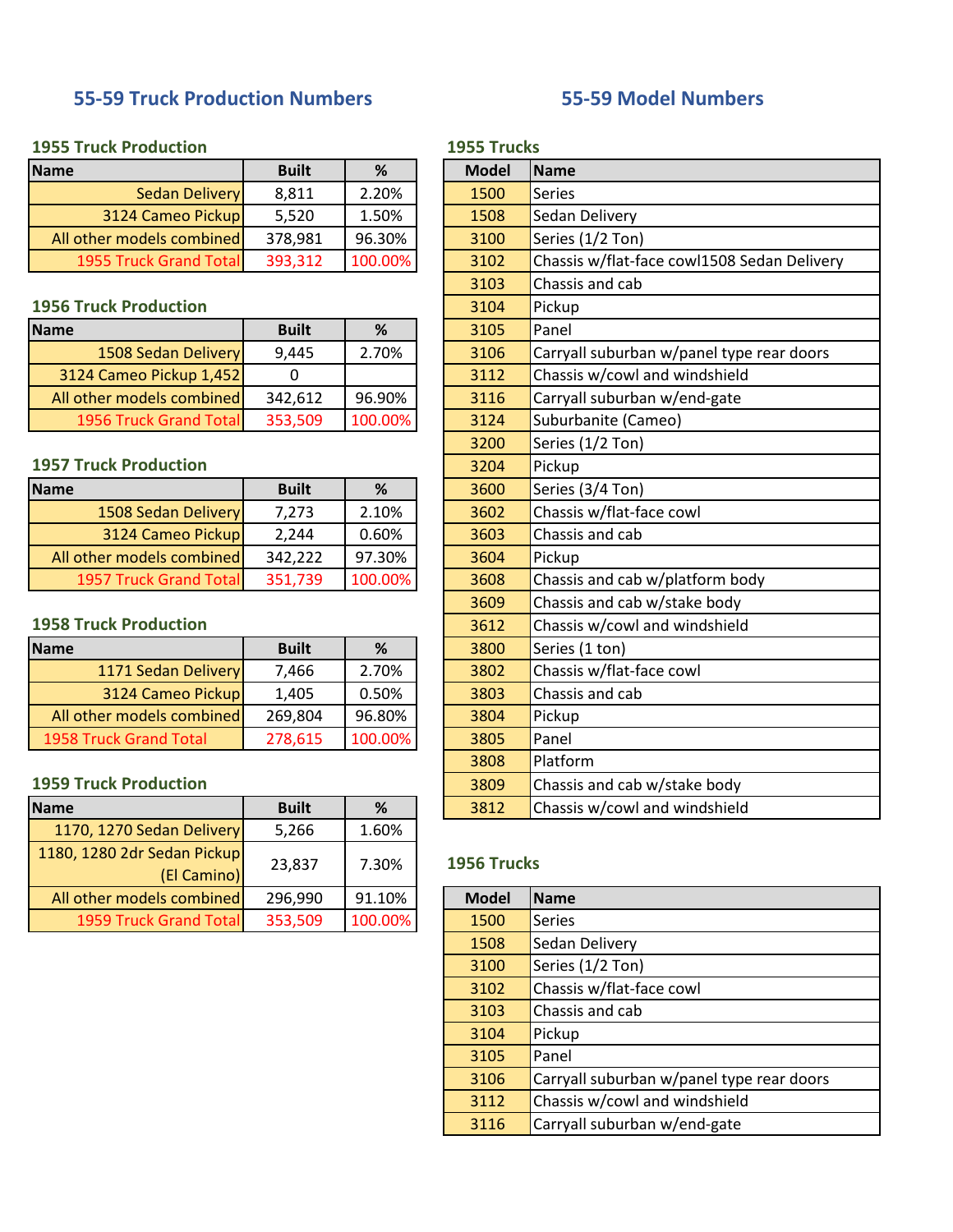## 55-59 Truck Production Numbers

### 1955 Truck Production

| Name | Built | % |
|---|---|---|
| Sedan Delivery | 8,811 | 2.20% |
| 3124 Cameo Pickup | 5,520 | 1.50% |
| All other models combined | 378,981 | 96.30% |
| 1955 Truck Grand Total | 393,312 | 100.00% |

### 1956 Truck Production

| Name | Built | % |
|---|---|---|
| 1508 Sedan Delivery | 9,445 | 2.70% |
| 3124 Cameo Pickup 1,452 | 0 | |
| All other models combined | 342,612 | 96.90% |
| 1956 Truck Grand Total | 353,509 | 100.00% |

### 1957 Truck Production

| Name | Built | % |
|---|---|---|
| 1508 Sedan Delivery | 7,273 | 2.10% |
| 3124 Cameo Pickup | 2,244 | 0.60% |
| All other models combined | 342,222 | 97.30% |
| 1957 Truck Grand Total | 351,739 | 100.00% |

### 1958 Truck Production

| Name | Built | % |
|---|---|---|
| 1171 Sedan Delivery | 7,466 | 2.70% |
| 3124 Cameo Pickup | 1,405 | 0.50% |
| All other models combined | 269,804 | 96.80% |
| 1958 Truck Grand Total | 278,615 | 100.00% |

### 1959 Truck Production

| Name | Built | % |
|---|---|---|
| 1170, 1270 Sedan Delivery | 5,266 | 1.60% |
| 1180, 1280 2dr Sedan Pickup (El Camino) | 23,837 | 7.30% |
| All other models combined | 296,990 | 91.10% |
| 1959 Truck Grand Total | 353,509 | 100.00% |

## 55-59 Model Numbers

### 1955 Trucks

| Model | Name |
|---|---|
| 1500 | Series |
| 1508 | Sedan Delivery |
| 3100 | Series (1/2 Ton) |
| 3102 | Chassis w/flat-face cowl1508 Sedan Delivery |
| 3103 | Chassis and cab |
| 3104 | Pickup |
| 3105 | Panel |
| 3106 | Carryall suburban w/panel type rear doors |
| 3112 | Chassis w/cowl and windshield |
| 3116 | Carryall suburban w/end-gate |
| 3124 | Suburbanite (Cameo) |
| 3200 | Series (1/2 Ton) |
| 3204 | Pickup |
| 3600 | Series (3/4 Ton) |
| 3602 | Chassis w/flat-face cowl |
| 3603 | Chassis and cab |
| 3604 | Pickup |
| 3608 | Chassis and cab w/platform body |
| 3609 | Chassis and cab w/stake body |
| 3612 | Chassis w/cowl and windshield |
| 3800 | Series (1 ton) |
| 3802 | Chassis w/flat-face cowl |
| 3803 | Chassis and cab |
| 3804 | Pickup |
| 3805 | Panel |
| 3808 | Platform |
| 3809 | Chassis and cab w/stake body |
| 3812 | Chassis w/cowl and windshield |

### 1956 Trucks

| Model | Name |
|---|---|
| 1500 | Series |
| 1508 | Sedan Delivery |
| 3100 | Series (1/2 Ton) |
| 3102 | Chassis w/flat-face cowl |
| 3103 | Chassis and cab |
| 3104 | Pickup |
| 3105 | Panel |
| 3106 | Carryall suburban w/panel type rear doors |
| 3112 | Chassis w/cowl and windshield |
| 3116 | Carryall suburban w/end-gate |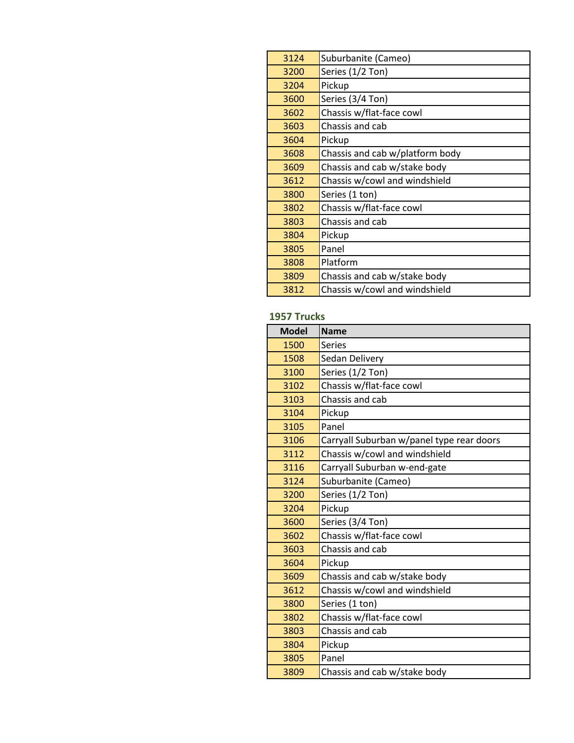| | |
|---|---|
| 3124 | Suburbanite (Cameo) |
| 3200 | Series (1/2 Ton) |
| 3204 | Pickup |
| 3600 | Series (3/4 Ton) |
| 3602 | Chassis w/flat-face cowl |
| 3603 | Chassis and cab |
| 3604 | Pickup |
| 3608 | Chassis and cab w/platform body |
| 3609 | Chassis and cab w/stake body |
| 3612 | Chassis w/cowl and windshield |
| 3800 | Series (1 ton) |
| 3802 | Chassis w/flat-face cowl |
| 3803 | Chassis and cab |
| 3804 | Pickup |
| 3805 | Panel |
| 3808 | Platform |
| 3809 | Chassis and cab w/stake body |
| 3812 | Chassis w/cowl and windshield |

### 1957 Trucks

| Model | Name |
|---|---|
| 1500 | Series |
| 1508 | Sedan Delivery |
| 3100 | Series (1/2 Ton) |
| 3102 | Chassis w/flat-face cowl |
| 3103 | Chassis and cab |
| 3104 | Pickup |
| 3105 | Panel |
| 3106 | Carryall Suburban w/panel type rear doors |
| 3112 | Chassis w/cowl and windshield |
| 3116 | Carryall Suburban w-end-gate |
| 3124 | Suburbanite (Cameo) |
| 3200 | Series (1/2 Ton) |
| 3204 | Pickup |
| 3600 | Series (3/4 Ton) |
| 3602 | Chassis w/flat-face cowl |
| 3603 | Chassis and cab |
| 3604 | Pickup |
| 3609 | Chassis and cab w/stake body |
| 3612 | Chassis w/cowl and windshield |
| 3800 | Series (1 ton) |
| 3802 | Chassis w/flat-face cowl |
| 3803 | Chassis and cab |
| 3804 | Pickup |
| 3805 | Panel |
| 3809 | Chassis and cab w/stake body |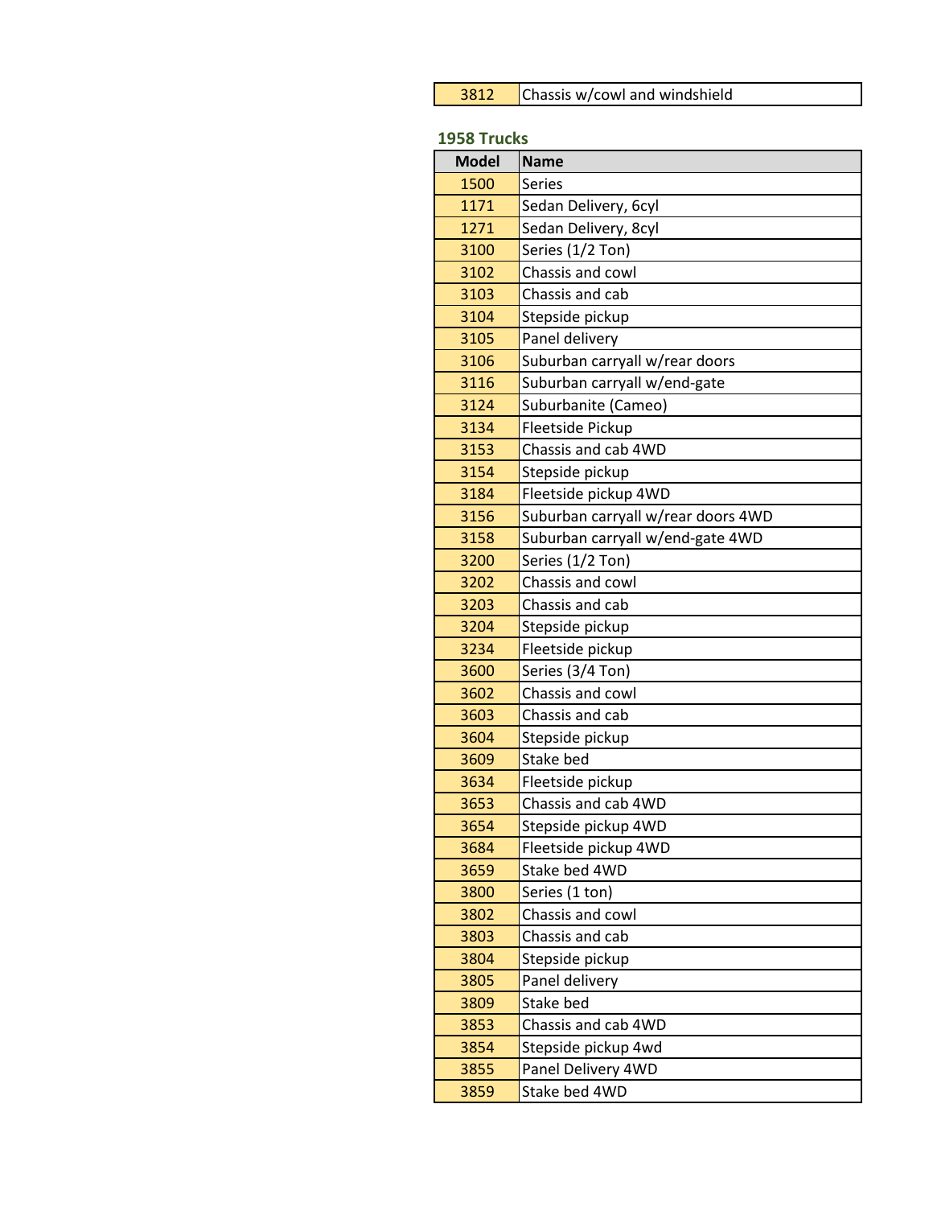| | |
|---|---|
| 3812 | Chassis w/cowl and windshield |

## 1958 Trucks

| Model | Name |
|---|---|
| 1500 | Series |
| 1171 | Sedan Delivery, 6cyl |
| 1271 | Sedan Delivery, 8cyl |
| 3100 | Series (1/2 Ton) |
| 3102 | Chassis and cowl |
| 3103 | Chassis and cab |
| 3104 | Stepside pickup |
| 3105 | Panel delivery |
| 3106 | Suburban carryall w/rear doors |
| 3116 | Suburban carryall w/end-gate |
| 3124 | Suburbanite (Cameo) |
| 3134 | Fleetside Pickup |
| 3153 | Chassis and cab 4WD |
| 3154 | Stepside pickup |
| 3184 | Fleetside pickup 4WD |
| 3156 | Suburban carryall w/rear doors 4WD |
| 3158 | Suburban carryall w/end-gate 4WD |
| 3200 | Series (1/2 Ton) |
| 3202 | Chassis and cowl |
| 3203 | Chassis and cab |
| 3204 | Stepside pickup |
| 3234 | Fleetside pickup |
| 3600 | Series (3/4 Ton) |
| 3602 | Chassis and cowl |
| 3603 | Chassis and cab |
| 3604 | Stepside pickup |
| 3609 | Stake bed |
| 3634 | Fleetside pickup |
| 3653 | Chassis and cab 4WD |
| 3654 | Stepside pickup 4WD |
| 3684 | Fleetside pickup 4WD |
| 3659 | Stake bed 4WD |
| 3800 | Series (1 ton) |
| 3802 | Chassis and cowl |
| 3803 | Chassis and cab |
| 3804 | Stepside pickup |
| 3805 | Panel delivery |
| 3809 | Stake bed |
| 3853 | Chassis and cab 4WD |
| 3854 | Stepside pickup 4wd |
| 3855 | Panel Delivery 4WD |
| 3859 | Stake bed 4WD |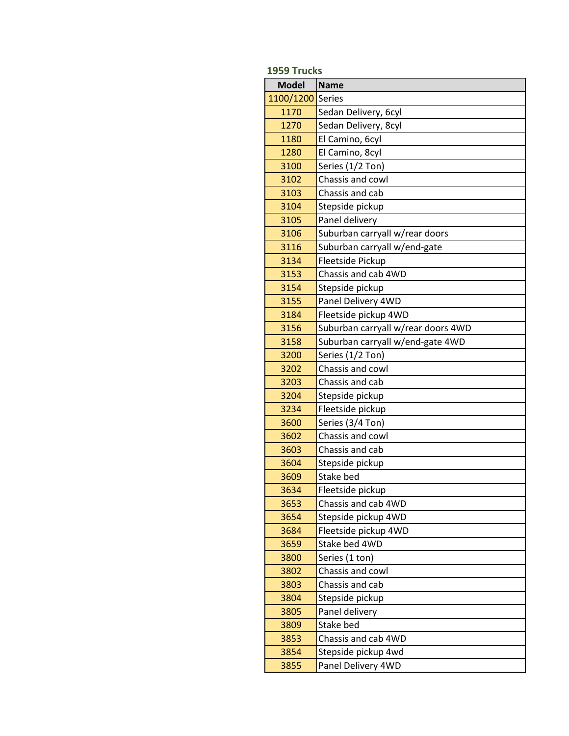### 1959 Trucks

| Model | Name |
| --- | --- |
| 1100/1200 | Series |
| 1170 | Sedan Delivery, 6cyl |
| 1270 | Sedan Delivery, 8cyl |
| 1180 | El Camino, 6cyl |
| 1280 | El Camino, 8cyl |
| 3100 | Series (1/2 Ton) |
| 3102 | Chassis and cowl |
| 3103 | Chassis and cab |
| 3104 | Stepside pickup |
| 3105 | Panel delivery |
| 3106 | Suburban carryall w/rear doors |
| 3116 | Suburban carryall w/end-gate |
| 3134 | Fleetside Pickup |
| 3153 | Chassis and cab 4WD |
| 3154 | Stepside pickup |
| 3155 | Panel Delivery 4WD |
| 3184 | Fleetside pickup 4WD |
| 3156 | Suburban carryall w/rear doors 4WD |
| 3158 | Suburban carryall w/end-gate 4WD |
| 3200 | Series (1/2 Ton) |
| 3202 | Chassis and cowl |
| 3203 | Chassis and cab |
| 3204 | Stepside pickup |
| 3234 | Fleetside pickup |
| 3600 | Series (3/4 Ton) |
| 3602 | Chassis and cowl |
| 3603 | Chassis and cab |
| 3604 | Stepside pickup |
| 3609 | Stake bed |
| 3634 | Fleetside pickup |
| 3653 | Chassis and cab 4WD |
| 3654 | Stepside pickup 4WD |
| 3684 | Fleetside pickup 4WD |
| 3659 | Stake bed 4WD |
| 3800 | Series (1 ton) |
| 3802 | Chassis and cowl |
| 3803 | Chassis and cab |
| 3804 | Stepside pickup |
| 3805 | Panel delivery |
| 3809 | Stake bed |
| 3853 | Chassis and cab 4WD |
| 3854 | Stepside pickup 4wd |
| 3855 | Panel Delivery 4WD |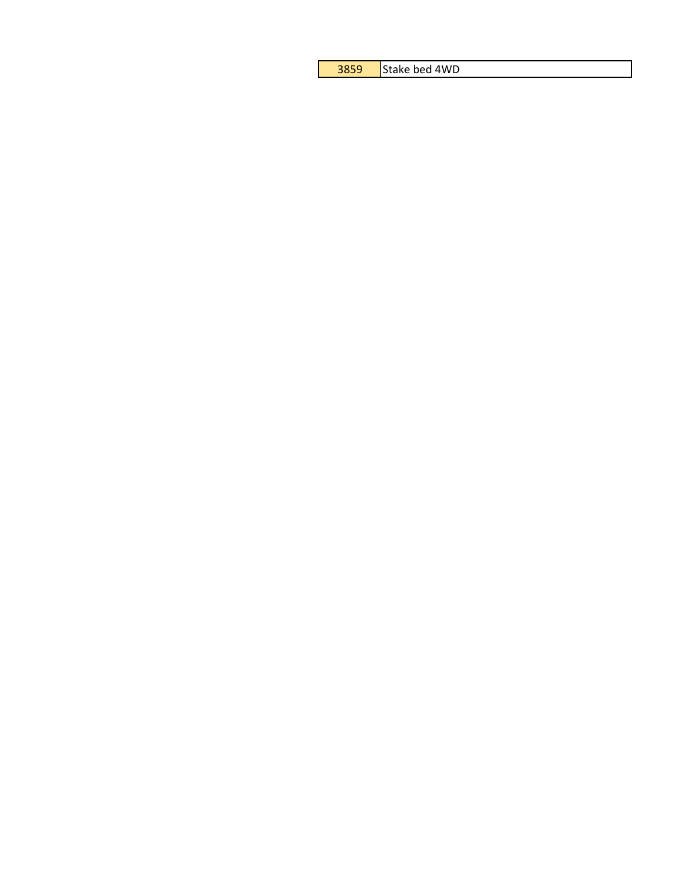| | |
|---|---|
| 3859 | Stake bed 4WD |